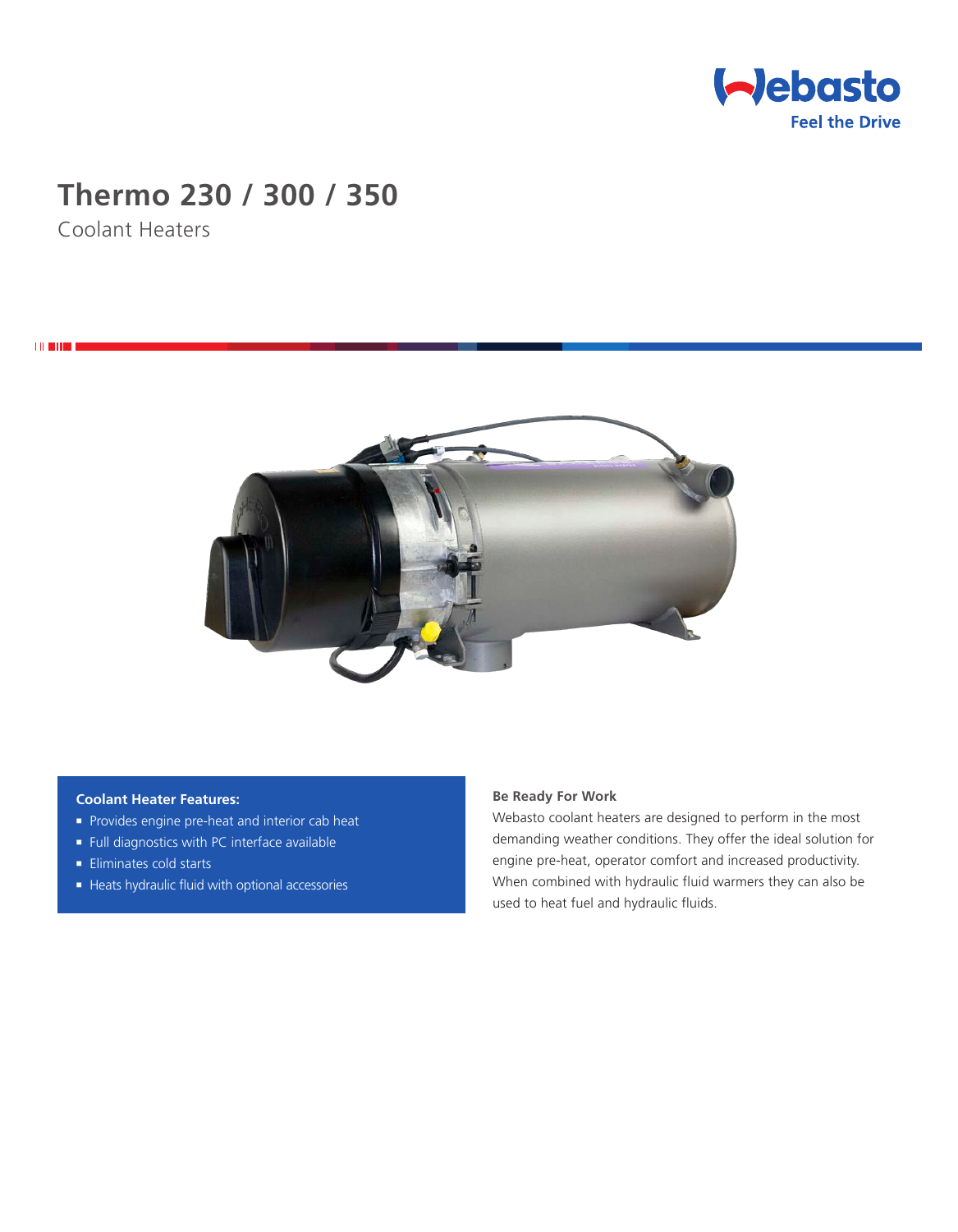Webasto
Feel the Drive

# Thermo 230 / 300 / 350

Coolant Heaters

**Coolant Heater Features:**

- Provides engine pre-heat and interior cab heat
- Full diagnostics with PC interface available
- Eliminates cold starts
- Heats hydraulic fluid with optional accessories

**Be Ready For Work**

Webasto coolant heaters are designed to perform in the most demanding weather conditions. They offer the ideal solution for engine pre-heat, operator comfort and increased productivity. When combined with hydraulic fluid warmers they can also be used to heat fuel and hydraulic fluids.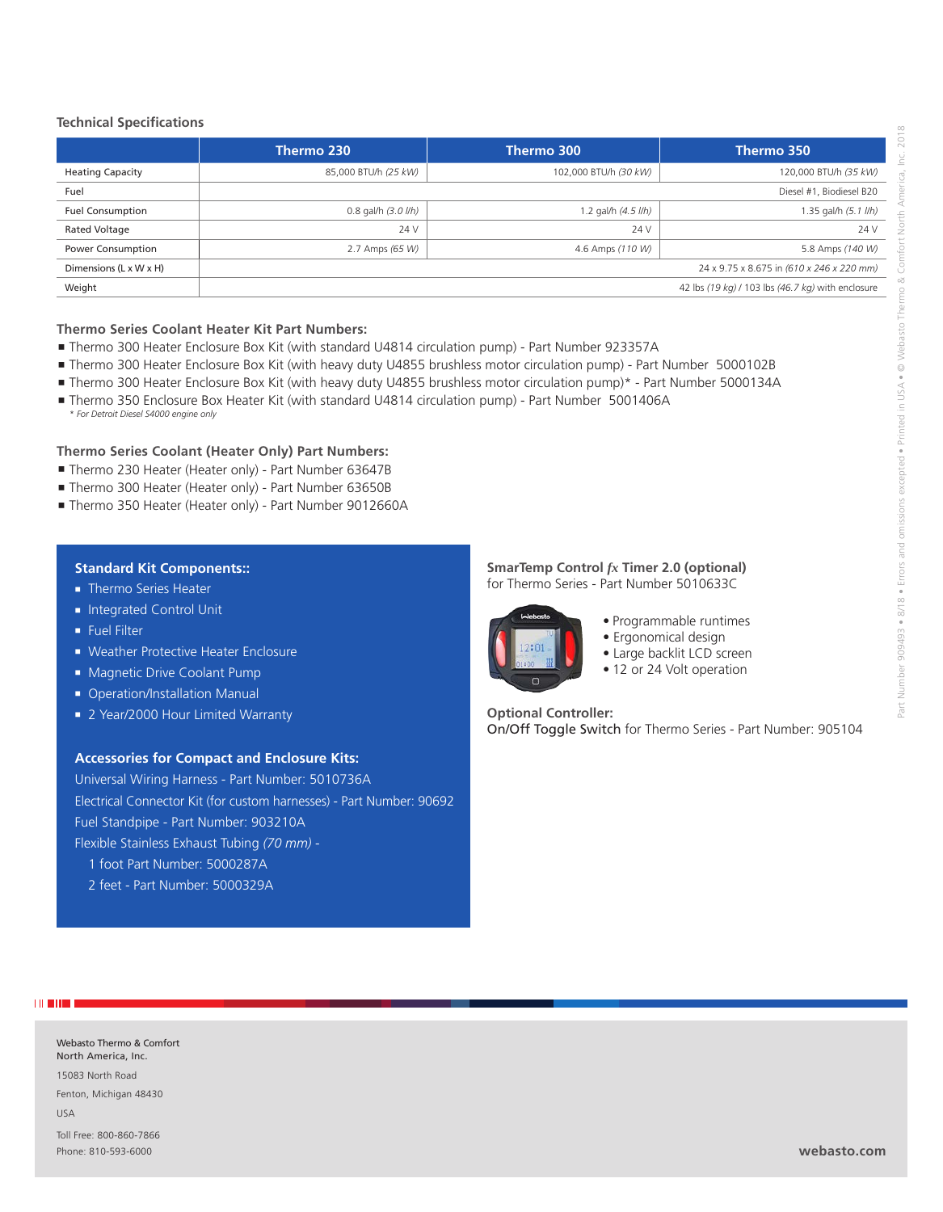## Technical Specifications

| | Thermo 230 | Thermo 300 | Thermo 350 |
|---|---|---|---|
| Heating Capacity | 85,000 BTU/h *(25 kW)* | 102,000 BTU/h *(30 kW)* | 120,000 BTU/h *(35 kW)* |
| Fuel | | | Diesel #1, Biodiesel B20 |
| Fuel Consumption | 0.8 gal/h *(3.0 l/h)* | 1.2 gal/h *(4.5 l/h)* | 1.35 gal/h *(5.1 l/h)* |
| Rated Voltage | 24 V | 24 V | 24 V |
| Power Consumption | 2.7 Amps *(65 W)* | 4.6 Amps *(110 W)* | 5.8 Amps *(140 W)* |
| Dimensions (L x W x H) | | | 24 x 9.75 x 8.675 in *(610 x 246 x 220 mm)* |
| Weight | | | 42 lbs *(19 kg)* / 103 lbs *(46.7 kg)* with enclosure |

### Thermo Series Coolant Heater Kit Part Numbers:

- Thermo 300 Heater Enclosure Box Kit (with standard U4814 circulation pump) - Part Number 923357A
- Thermo 300 Heater Enclosure Box Kit (with heavy duty U4855 brushless motor circulation pump) - Part Number 5000102B
- Thermo 300 Heater Enclosure Box Kit (with heavy duty U4855 brushless motor circulation pump)* - Part Number 5000134A
- Thermo 350 Enclosure Box Heater Kit (with standard U4814 circulation pump) - Part Number 5001406A

*\* For Detroit Diesel S4000 engine only*

### Thermo Series Coolant (Heater Only) Part Numbers:

- Thermo 230 Heater (Heater only) - Part Number 63647B
- Thermo 300 Heater (Heater only) - Part Number 63650B
- Thermo 350 Heater (Heater only) - Part Number 9012660A

### Standard Kit Components::

- Thermo Series Heater
- Integrated Control Unit
- Fuel Filter
- Weather Protective Heater Enclosure
- Magnetic Drive Coolant Pump
- Operation/Installation Manual
- 2 Year/2000 Hour Limited Warranty

### Accessories for Compact and Enclosure Kits:

Universal Wiring Harness - Part Number: 5010736A

Electrical Connector Kit (for custom harnesses) - Part Number: 90692

Fuel Standpipe - Part Number: 903210A

Flexible Stainless Exhaust Tubing *(70 mm)* -

1 foot Part Number: 5000287A

2 feet - Part Number: 5000329A

**SmarTemp Control *fx* Timer 2.0 (optional)**
for Thermo Series - Part Number 5010633C

- Programmable runtimes
- Ergonomical design
- Large backlit LCD screen
- 12 or 24 Volt operation

**Optional Controller:**
On/Off Toggle Switch for Thermo Series - Part Number: 905104

Webasto Thermo & Comfort North America, Inc.
15083 North Road
Fenton, Michigan 48430
USA
Toll Free: 800-860-7866
Phone: 810-593-6000

webasto.com

Part Number 909493 • 8/18 • Errors and omissions excepted • Printed in USA • © Webasto Thermo & Comfort North America, Inc. 2018